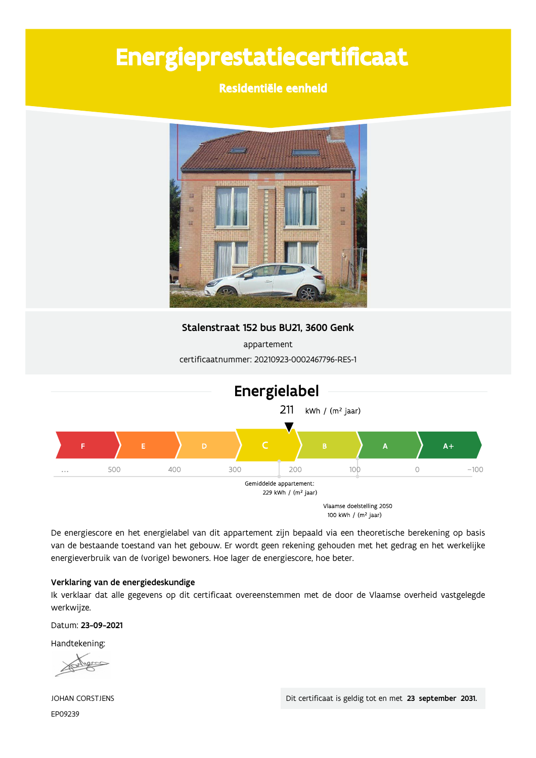# Energieprestatiecertificaat

**Residentiële eenheid**

**Stalenstraat 152 bus BU21, 3600 Genk**

appartement

certificaatnummer: 20210923-0002467796-RES-1

## Energielabel

211 kWh / (m² jaar)

F | E | D | C | B | A | A+

... 500 400 300 200 100 0 -100

Gemiddelde appartement:
229 kWh / (m² jaar)

Vlaamse doelstelling 2050
100 kWh / (m² jaar)

De energiescore en het energielabel van dit appartement zijn bepaald via een theoretische berekening op basis van de bestaande toestand van het gebouw. Er wordt geen rekening gehouden met het gedrag en het werkelijke energieverbruik van de (vorige) bewoners. Hoe lager de energiescore, hoe beter.

**Verklaring van de energiedeskundige**

Ik verklaar dat alle gegevens op dit certificaat overeenstemmen met de door de Vlaamse overheid vastgelegde werkwijze.

Datum: **23-09-2021**

Handtekening:

JOHAN CORSTJENS

EP09239

Dit certificaat is geldig tot en met **23 september 2031.**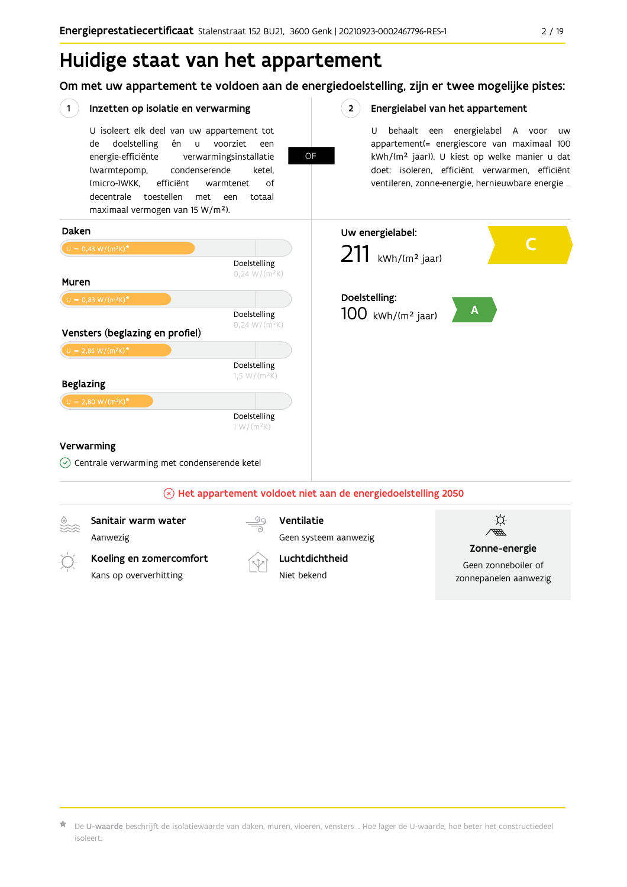# Huidige staat van het appartement

## Om met uw appartement te voldoen aan de energiedoelstelling, zijn er twee mogelijke pistes:

### 1 Inzetten op isolatie en verwarming

U isoleert elk deel van uw appartement tot de doelstelling én u voorziet een energie-efficiënte verwarmingsinstallatie (warmtepomp, condenserende ketel, (micro-)WKK, efficiënt warmtenet of decentrale toestellen met een totaal maximaal vermogen van 15 W/m²).

**OF**

### 2 Energielabel van het appartement

U behaalt een energielabel A voor uw appartement(= energiescore van maximaal 100 kWh/(m² jaar)). U kiest op welke manier u dat doet: isoleren, efficiënt verwarmen, efficiënt ventileren, zonne-energie, hernieuwbare energie ...

**Daken**

U = 0,43 W/(m²K)*

Doelstelling 0,24 W/(m²K)

**Muren**

U = 0,83 W/(m²K)*

Doelstelling 0,24 W/(m²K)

**Vensters (beglazing en profiel)**

U = 2,86 W/(m²K)*

Doelstelling 1,5 W/(m²K)

**Beglazing**

U = 2,80 W/(m²K)*

Doelstelling 1 W/(m²K)

**Verwarming**

Centrale verwarming met condenserende ketel

**Uw energielabel:**

211 kWh/(m² jaar) — C

**Doelstelling:**

100 kWh/(m² jaar) — A

Het appartement voldoet niet aan de energiedoelstelling 2050

**Sanitair warm water**

Aanwezig

**Koeling en zomercomfort**

Kans op oververhitting

**Ventilatie**

Geen systeem aanwezig

**Luchtdichtheid**

Niet bekend

**Zonne-energie**

Geen zonneboiler of zonnepanelen aanwezig

* De **U-waarde** beschrijft de isolatiewaarde van daken, muren, vloeren, vensters ... Hoe lager de U-waarde, hoe beter het constructiedeel isoleert.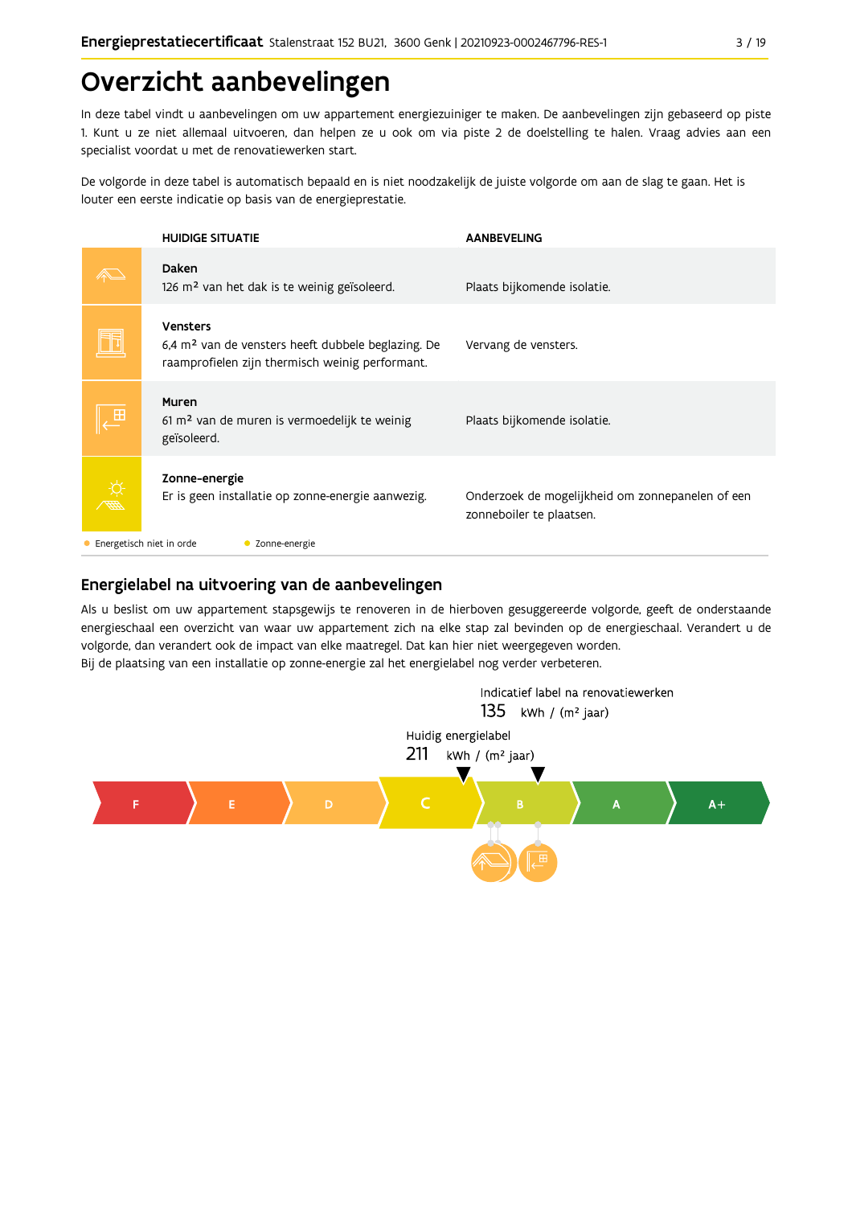# Overzicht aanbevelingen

In deze tabel vindt u aanbevelingen om uw appartement energiezuiniger te maken. De aanbevelingen zijn gebaseerd op piste 1. Kunt u ze niet allemaal uitvoeren, dan helpen ze u ook om via piste 2 de doelstelling te halen. Vraag advies aan een specialist voordat u met de renovatiewerken start.

De volgorde in deze tabel is automatisch bepaald en is niet noodzakelijk de juiste volgorde om aan de slag te gaan. Het is louter een eerste indicatie op basis van de energieprestatie.

| HUIDIGE SITUATIE | AANBEVELING |
|---|---|
| **Daken**<br>126 m² van het dak is te weinig geïsoleerd. | Plaats bijkomende isolatie. |
| **Vensters**<br>6,4 m² van de vensters heeft dubbele beglazing. De raamprofielen zijn thermisch weinig performant. | Vervang de vensters. |
| **Muren**<br>61 m² van de muren is vermoedelijk te weinig geïsoleerd. | Plaats bijkomende isolatie. |
| **Zonne-energie**<br>Er is geen installatie op zonne-energie aanwezig. | Onderzoek de mogelijkheid om zonnepanelen of een zonneboiler te plaatsen. |

● Energetisch niet in orde ● Zonne-energie

## Energielabel na uitvoering van de aanbevelingen

Als u beslist om uw appartement stapsgewijs te renoveren in de hierboven gesuggereerde volgorde, geeft de onderstaande energieschaal een overzicht van waar uw appartement zich na elke stap zal bevinden op de energieschaal. Verandert u de volgorde, dan verandert ook de impact van elke maatregel. Dat kan hier niet weergegeven worden.
Bij de plaatsing van een installatie op zonne-energie zal het energielabel nog verder verbeteren.

Indicatief label na renovatiewerken
135 kWh / (m² jaar)

Huidig energielabel
211 kWh / (m² jaar)

F | E | D | C | B | A | A+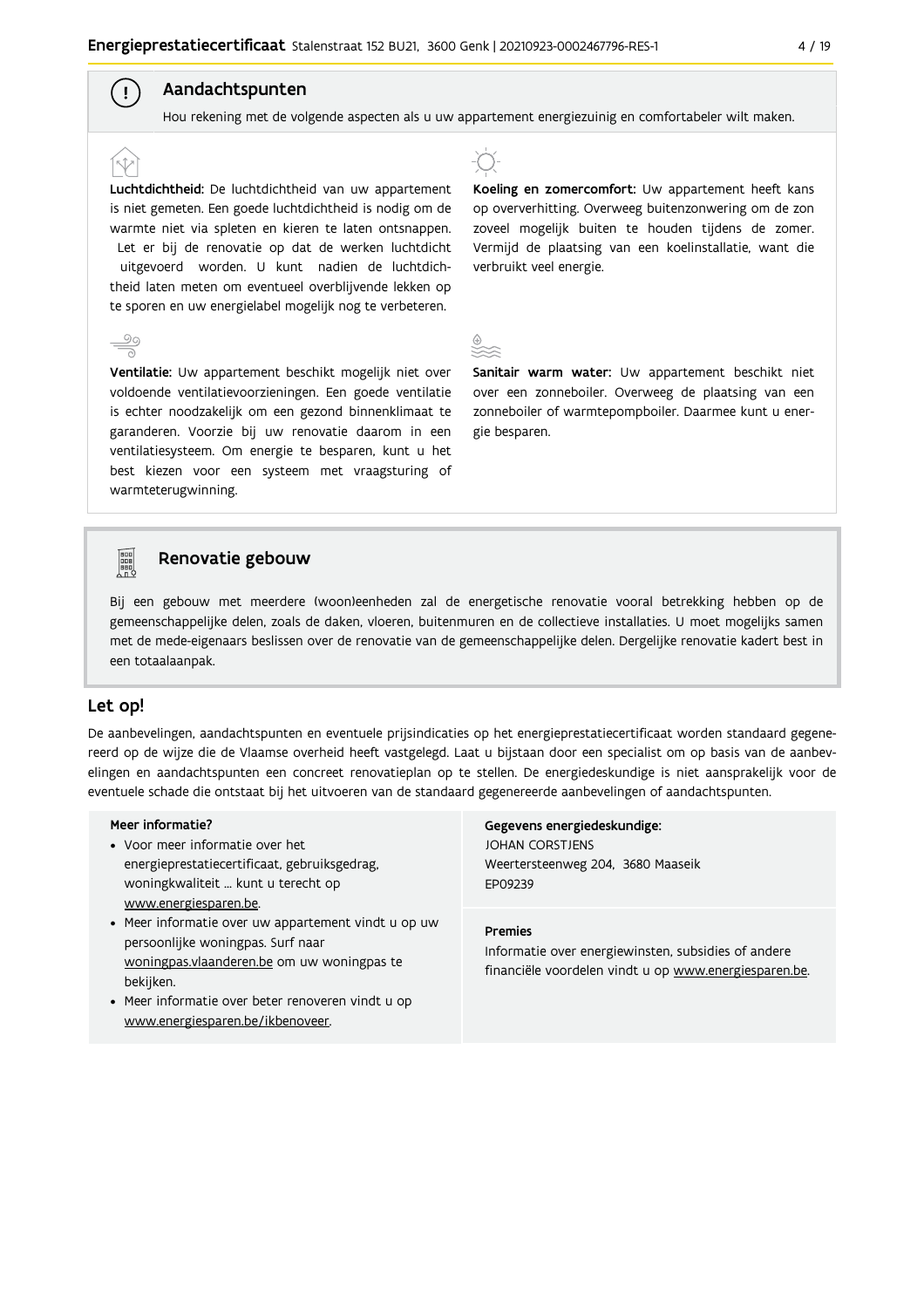## Aandachtspunten

Hou rekening met de volgende aspecten als u uw appartement energiezuinig en comfortabeler wilt maken.

**Luchtdichtheid:** De luchtdichtheid van uw appartement is niet gemeten. Een goede luchtdichtheid is nodig om de warmte niet via spleten en kieren te laten ontsnappen. Let er bij de renovatie op dat de werken luchtdicht uitgevoerd worden. U kunt nadien de luchtdichtheid laten meten om eventueel overblijvende lekken op te sporen en uw energielabel mogelijk nog te verbeteren.

**Ventilatie:** Uw appartement beschikt mogelijk niet over voldoende ventilatievoorzieningen. Een goede ventilatie is echter noodzakelijk om een gezond binnenklimaat te garanderen. Voorzie bij uw renovatie daarom in een ventilatiesysteem. Om energie te besparen, kunt u het best kiezen voor een systeem met vraagsturing of warmteterugwinning.

**Koeling en zomercomfort:** Uw appartement heeft kans op oververhitting. Overweeg buitenzonwering om de zon zoveel mogelijk buiten te houden tijdens de zomer. Vermijd de plaatsing van een koelinstallatie, want die verbruikt veel energie.

**Sanitair warm water:** Uw appartement beschikt niet over een zonneboiler. Overweeg de plaatsing van een zonneboiler of warmtepompboiler. Daarmee kunt u energie besparen.

## Renovatie gebouw

Bij een gebouw met meerdere (woon)eenheden zal de energetische renovatie vooral betrekking hebben op de gemeenschappelijke delen, zoals de daken, vloeren, buitenmuren en de collectieve installaties. U moet mogelijks samen met de mede-eigenaars beslissen over de renovatie van de gemeenschappelijke delen. Dergelijke renovatie kadert best in een totaalaanpak.

## Let op!

De aanbevelingen, aandachtspunten en eventuele prijsindicaties op het energieprestatiecertificaat worden standaard gegenereerd op de wijze die de Vlaamse overheid heeft vastgelegd. Laat u bijstaan door een specialist om op basis van de aanbevelingen en aandachtspunten een concreet renovatieplan op te stellen. De energiedeskundige is niet aansprakelijk voor de eventuele schade die ontstaat bij het uitvoeren van de standaard gegenereerde aanbevelingen of aandachtspunten.

**Meer informatie?**

- Voor meer informatie over het energieprestatiecertificaat, gebruiksgedrag, woningkwaliteit ... kunt u terecht op www.energiesparen.be.
- Meer informatie over uw appartement vindt u op uw persoonlijke woningpas. Surf naar woningpas.vlaanderen.be om uw woningpas te bekijken.
- Meer informatie over beter renoveren vindt u op www.energiesparen.be/ikbenoveer.

**Gegevens energiedeskundige:**
JOHAN CORSTJENS
Weertersteenweg 204, 3680 Maaseik
EP09239

**Premies**
Informatie over energiewinsten, subsidies of andere financiële voordelen vindt u op www.energiesparen.be.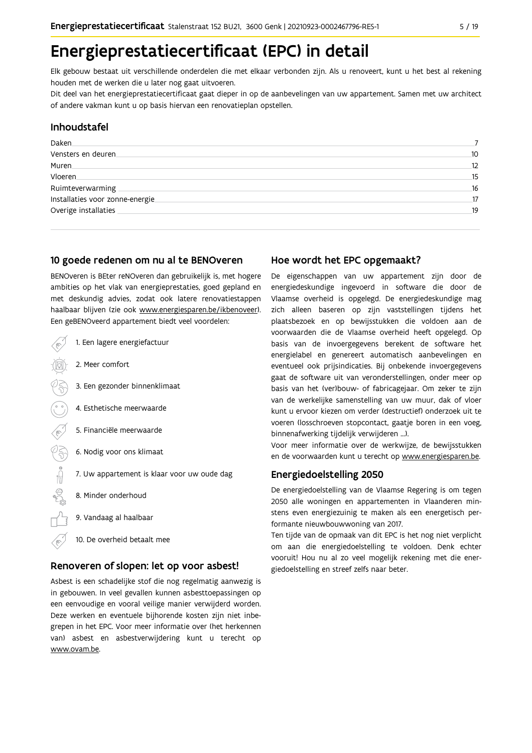# Energieprestatiecertificaat (EPC) in detail

Elk gebouw bestaat uit verschillende onderdelen die met elkaar verbonden zijn. Als u renoveert, kunt u het best al rekening houden met de werken die u later nog gaat uitvoeren.

Dit deel van het energieprestatiecertificaat gaat dieper in op de aanbevelingen van uw appartement. Samen met uw architect of andere vakman kunt u op basis hiervan een renovatieplan opstellen.

## Inhoudstafel

| | |
|---|---|
| Daken | 7 |
| Vensters en deuren | 10 |
| Muren | 12 |
| Vloeren | 15 |
| Ruimteverwarming | 16 |
| Installaties voor zonne-energie | 17 |
| Overige installaties | 19 |

## 10 goede redenen om nu al te BENOveren

BENOveren is BEter reNOveren dan gebruikelijk is, met hogere ambities op het vlak van energieprestaties, goed gepland en met deskundig advies, zodat ook latere renovatiestappen haalbaar blijven (zie ook www.energiesparen.be/ikbenoveer). Een geBENOveerd appartement biedt veel voordelen:

1. Een lagere energiefactuur
2. Meer comfort
3. Een gezonder binnenklimaat
4. Esthetische meerwaarde
5. Financiële meerwaarde
6. Nodig voor ons klimaat
7. Uw appartement is klaar voor uw oude dag
8. Minder onderhoud
9. Vandaag al haalbaar
10. De overheid betaalt mee

## Renoveren of slopen: let op voor asbest!

Asbest is een schadelijke stof die nog regelmatig aanwezig is in gebouwen. In veel gevallen kunnen asbesttoepassingen op een eenvoudige en vooral veilige manier verwijderd worden. Deze werken en eventuele bijhorende kosten zijn niet inbegrepen in het EPC. Voor meer informatie over (het herkennen van) asbest en asbestverwijdering kunt u terecht op www.ovam.be.

## Hoe wordt het EPC opgemaakt?

De eigenschappen van uw appartement zijn door de energiedeskundige ingevoerd in software die door de Vlaamse overheid is opgelegd. De energiedeskundige mag zich alleen baseren op zijn vaststellingen tijdens het plaatsbezoek en op bewijsstukken die voldoen aan de voorwaarden die de Vlaamse overheid heeft opgelegd. Op basis van de invoergegevens berekent de software het energielabel en genereert automatisch aanbevelingen en eventueel ook prijsindicaties. Bij onbekende invoergegevens gaat de software uit van veronderstellingen, onder meer op basis van het (ver)bouw- of fabricagejaar. Om zeker te zijn van de werkelijke samenstelling van uw muur, dak of vloer kunt u ervoor kiezen om verder (destructief) onderzoek uit te voeren (losschroeven stopcontact, gaatje boren in een voeg, binnenafwerking tijdelijk verwijderen ...).

Voor meer informatie over de werkwijze, de bewijsstukken en de voorwaarden kunt u terecht op www.energiesparen.be.

## Energiedoelstelling 2050

De energiedoelstelling van de Vlaamse Regering is om tegen 2050 alle woningen en appartementen in Vlaanderen minstens even energiezuinig te maken als een energetisch performante nieuwbouwwoning van 2017.

Ten tijde van de opmaak van dit EPC is het nog niet verplicht om aan die energiedoelstelling te voldoen. Denk echter vooruit! Hou nu al zo veel mogelijk rekening met die energiedoelstelling en streef zelfs naar beter.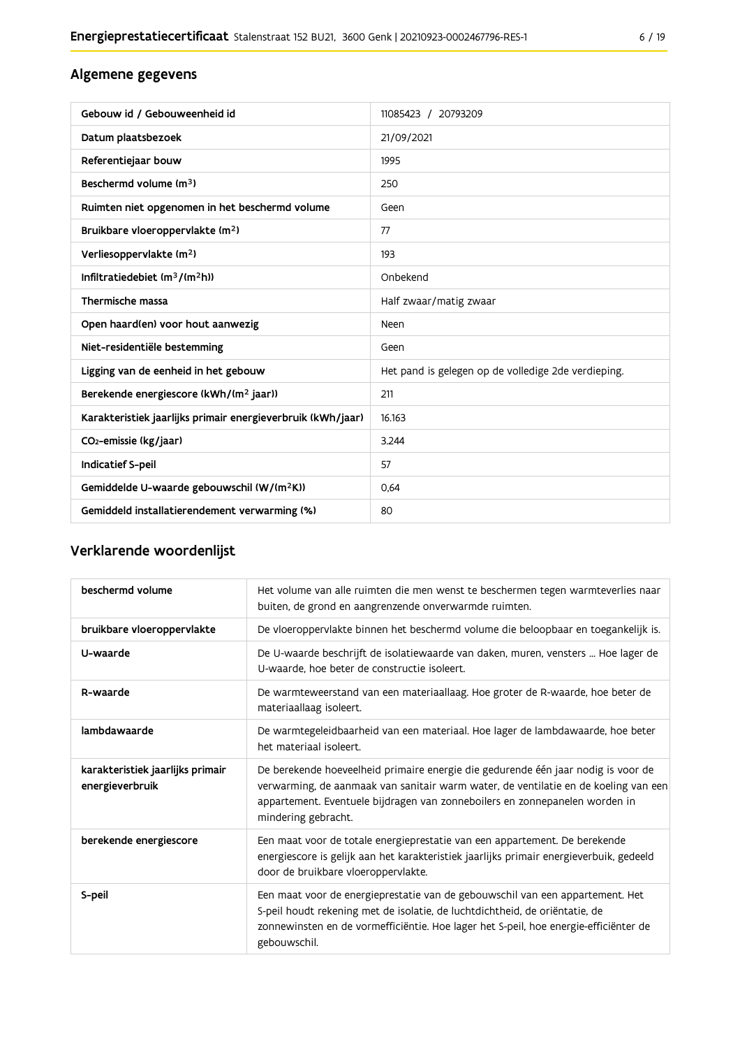## Algemene gegevens

| | |
|---|---|
| Gebouw id / Gebouweenheid id | 11085423 / 20793209 |
| Datum plaatsbezoek | 21/09/2021 |
| Referentiejaar bouw | 1995 |
| Beschermd volume ($m^3$) | 250 |
| Ruimten niet opgenomen in het beschermd volume | Geen |
| Bruikbare vloeroppervlakte ($m^2$) | 77 |
| Verliesoppervlakte ($m^2$) | 193 |
| Infiltratiedebiet ($m^3/(m^2h)$) | Onbekend |
| Thermische massa | Half zwaar/matig zwaar |
| Open haard(en) voor hout aanwezig | Neen |
| Niet-residentiële bestemming | Geen |
| Ligging van de eenheid in het gebouw | Het pand is gelegen op de volledige 2de verdieping. |
| Berekende energiescore (kWh/($m^2$ jaar)) | 211 |
| Karakteristiek jaarlijks primair energieverbruik (kWh/jaar) | 16.163 |
| $CO_2$-emissie (kg/jaar) | 3.244 |
| Indicatief S-peil | 57 |
| Gemiddelde U-waarde gebouwschil (W/($m^2$K)) | 0,64 |
| Gemiddeld installatierendement verwarming (%) | 80 |

## Verklarende woordenlijst

| | |
|---|---|
| beschermd volume | Het volume van alle ruimten die men wenst te beschermen tegen warmteverlies naar buiten, de grond en aangrenzende onverwarmde ruimten. |
| bruikbare vloeroppervlakte | De vloeroppervlakte binnen het beschermd volume die beloopbaar en toegankelijk is. |
| U-waarde | De U-waarde beschrijft de isolatiewaarde van daken, muren, vensters ... Hoe lager de U-waarde, hoe beter de constructie isoleert. |
| R-waarde | De warmteweerstand van een materiaallaag. Hoe groter de R-waarde, hoe beter de materiaallaag isoleert. |
| lambdawaarde | De warmtegeleidbaarheid van een materiaal. Hoe lager de lambdawaarde, hoe beter het materiaal isoleert. |
| karakteristiek jaarlijks primair energieverbruik | De berekende hoeveelheid primaire energie die gedurende één jaar nodig is voor de verwarming, de aanmaak van sanitair warm water, de ventilatie en de koeling van een appartement. Eventuele bijdragen van zonneboilers en zonnepanelen worden in mindering gebracht. |
| berekende energiescore | Een maat voor de totale energieprestatie van een appartement. De berekende energiescore is gelijk aan het karakteristiek jaarlijks primair energieverbuik, gedeeld door de bruikbare vloeroppervlakte. |
| S-peil | Een maat voor de energieprestatie van de gebouwschil van een appartement. Het S-peil houdt rekening met de isolatie, de luchtdichtheid, de oriëntatie, de zonnewinsten en de vormefficiëntie. Hoe lager het S-peil, hoe energie-efficiënter de gebouwschil. |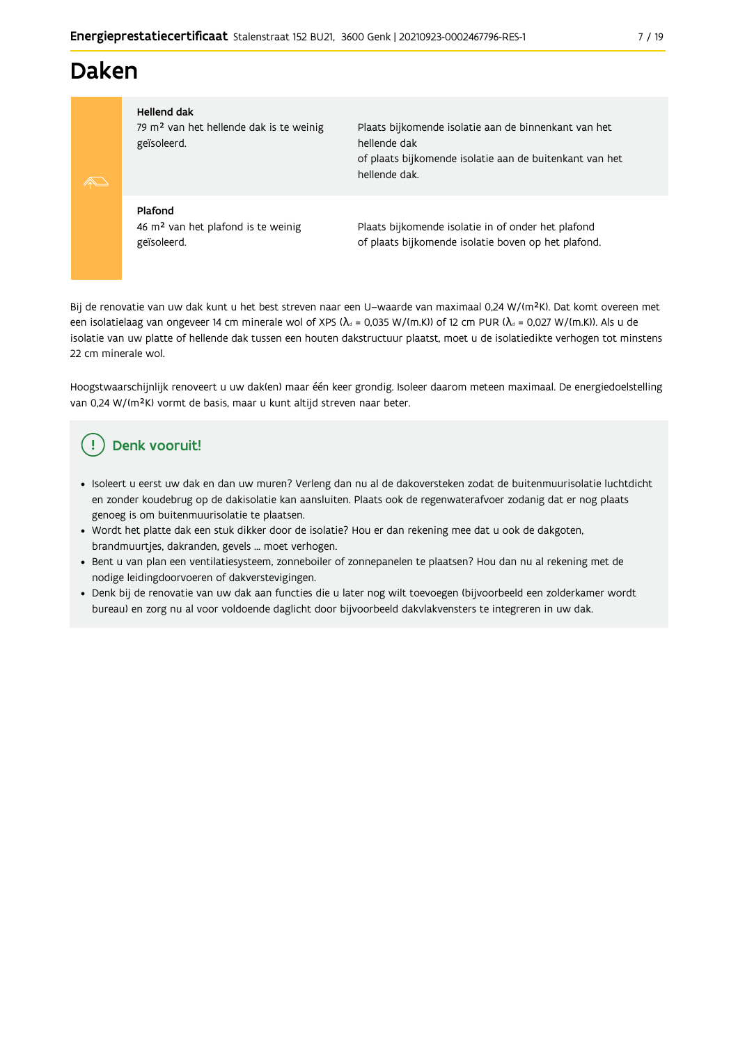# Daken

| | |
|---|---|
| **Hellend dak**<br>79 m² van het hellende dak is te weinig geïsoleerd. | Plaats bijkomende isolatie aan de binnenkant van het hellende dak<br>of plaats bijkomende isolatie aan de buitenkant van het hellende dak. |
| **Plafond**<br>46 m² van het plafond is te weinig geïsoleerd. | Plaats bijkomende isolatie in of onder het plafond<br>of plaats bijkomende isolatie boven op het plafond. |

Bij de renovatie van uw dak kunt u het best streven naar een U–waarde van maximaal 0,24 W/(m²K). Dat komt overeen met een isolatielaag van ongeveer 14 cm minerale wol of XPS ($\lambda_d$ = 0,035 W/(m.K)) of 12 cm PUR ($\lambda_d$ = 0,027 W/(m.K)). Als u de isolatie van uw platte of hellende dak tussen een houten dakstructuur plaatst, moet u de isolatiedikte verhogen tot minstens 22 cm minerale wol.

Hoogstwaarschijnlijk renoveert u uw dak(en) maar één keer grondig. Isoleer daarom meteen maximaal. De energiedoelstelling van 0,24 W/(m²K) vormt de basis, maar u kunt altijd streven naar beter.

## Denk vooruit!

- Isoleert u eerst uw dak en dan uw muren? Verleng dan nu al de dakoversteken zodat de buitenmuurisolatie luchtdicht en zonder koudebrug op de dakisolatie kan aansluiten. Plaats ook de regenwaterafvoer zodanig dat er nog plaats genoeg is om buitenmuurisolatie te plaatsen.
- Wordt het platte dak een stuk dikker door de isolatie? Hou er dan rekening mee dat u ook de dakgoten, brandmuurtjes, dakranden, gevels … moet verhogen.
- Bent u van plan een ventilatiesysteem, zonneboiler of zonnepanelen te plaatsen? Hou dan nu al rekening met de nodige leidingdoorvoeren of dakverstevigingen.
- Denk bij de renovatie van uw dak aan functies die u later nog wilt toevoegen (bijvoorbeeld een zolderkamer wordt bureau) en zorg nu al voor voldoende daglicht door bijvoorbeeld dakvlakvensters te integreren in uw dak.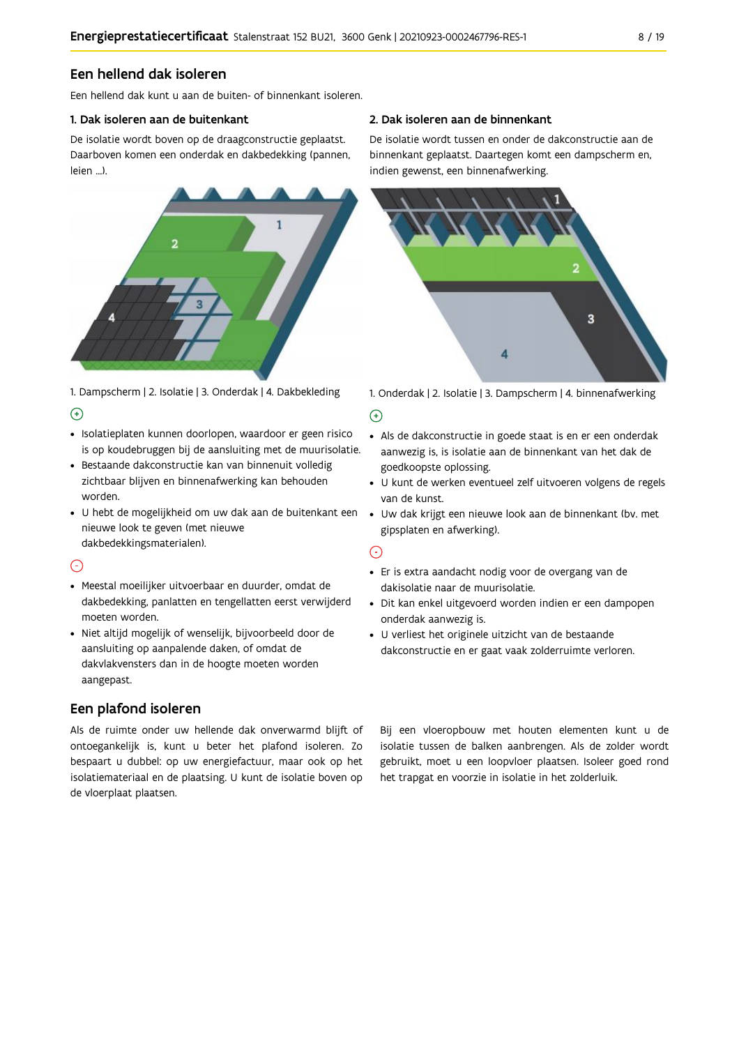## Een hellend dak isoleren

Een hellend dak kunt u aan de buiten- of binnenkant isoleren.

### 1. Dak isoleren aan de buitenkant

De isolatie wordt boven op de draagconstructie geplaatst. Daarboven komen een onderdak en dakbedekking (pannen, leien ...).

1. Dampscherm | 2. Isolatie | 3. Onderdak | 4. Dakbekleding

⊕

- Isolatieplaten kunnen doorlopen, waardoor er geen risico is op koudebruggen bij de aansluiting met de muurisolatie.
- Bestaande dakconstructie kan van binnenuit volledig zichtbaar blijven en binnenafwerking kan behouden worden.
- U hebt de mogelijkheid om uw dak aan de buitenkant een nieuwe look te geven (met nieuwe dakbedekkingsmaterialen).

⊖

- Meestal moeilijker uitvoerbaar en duurder, omdat de dakbedekking, panlatten en tengellatten eerst verwijderd moeten worden.
- Niet altijd mogelijk of wenselijk, bijvoorbeeld door de aansluiting op aanpalende daken, of omdat de dakvlakvensters dan in de hoogte moeten worden aangepast.

### 2. Dak isoleren aan de binnenkant

De isolatie wordt tussen en onder de dakconstructie aan de binnenkant geplaatst. Daartegen komt een dampscherm en, indien gewenst, een binnenafwerking.

1. Onderdak | 2. Isolatie | 3. Dampscherm | 4. binnenafwerking

⊕

- Als de dakconstructie in goede staat is en er een onderdak aanwezig is, is isolatie aan de binnenkant van het dak de goedkoopste oplossing.
- U kunt de werken eventueel zelf uitvoeren volgens de regels van de kunst.
- Uw dak krijgt een nieuwe look aan de binnenkant (bv. met gipsplaten en afwerking).

⊖

- Er is extra aandacht nodig voor de overgang van de dakisolatie naar de muurisolatie.
- Dit kan enkel uitgevoerd worden indien er een dampopen onderdak aanwezig is.
- U verliest het originele uitzicht van de bestaande dakconstructie en er gaat vaak zolderruimte verloren.

## Een plafond isoleren

Als de ruimte onder uw hellende dak onverwarmd blijft of ontoegankelijk is, kunt u beter het plafond isoleren. Zo bespaart u dubbel: op uw energiefactuur, maar ook op het isolatiemateriaal en de plaatsing. U kunt de isolatie boven op de vloerplaat plaatsen.

Bij een vloeropbouw met houten elementen kunt u de isolatie tussen de balken aanbrengen. Als de zolder wordt gebruikt, moet u een loopvloer plaatsen. Isoleer goed rond het trapgat en voorzie in isolatie in het zolderluik.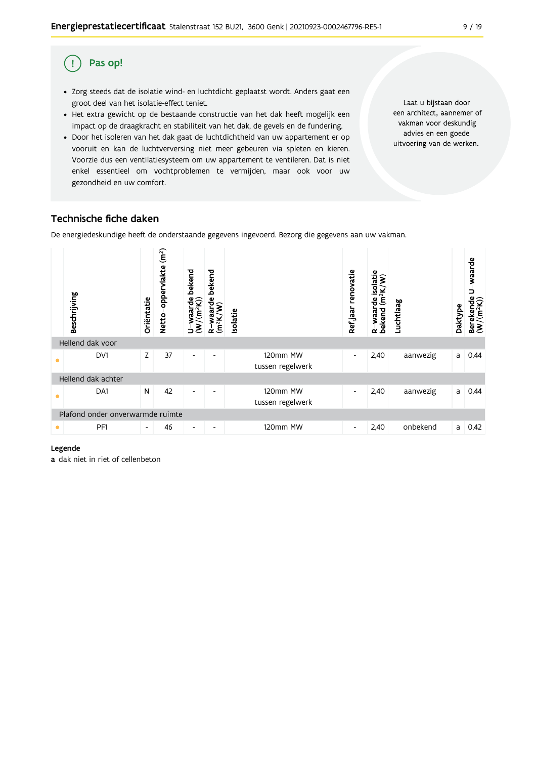## Pas op!

- Zorg steeds dat de isolatie wind- en luchtdicht geplaatst wordt. Anders gaat een groot deel van het isolatie-effect teniet.
- Het extra gewicht op de bestaande constructie van het dak heeft mogelijk een impact op de draagkracht en stabiliteit van het dak, de gevels en de fundering.
- Door het isoleren van het dak gaat de luchtdichtheid van uw appartement er op vooruit en kan de luchtverversing niet meer gebeuren via spleten en kieren. Voorzie dus een ventilatiesysteem om uw appartement te ventileren. Dat is niet enkel essentieel om vochtproblemen te vermijden, maar ook voor uw gezondheid en uw comfort.

Laat u bijstaan door een architect, aannemer of vakman voor deskundig advies en een goede uitvoering van de werken.

## Technische fiche daken

De energiedeskundige heeft de onderstaande gegevens ingevoerd. Bezorg die gegevens aan uw vakman.

| | Beschrijving | Oriëntatie | Netto-oppervlakte ($m^2$) | U-waarde bekend ($W/(m^2K)$) | R-waarde bekend ($m^2K/W$) | Isolatie | Ref.jaar renovatie | R-waarde isolatie bekend ($m^2K/W$) | Luchtlaag | Daktype | Berekende U-waarde ($W/(m^2K)$) |
|---|---|---|---|---|---|---|---|---|---|---|---|
| Hellend dak voor | | | | | | | | | | | |
| • | DV1 | Z | 37 | - | - | 120mm MW tussen regelwerk | - | 2,40 | aanwezig | a | 0,44 |
| Hellend dak achter | | | | | | | | | | | |
| • | DA1 | N | 42 | - | - | 120mm MW tussen regelwerk | - | 2,40 | aanwezig | a | 0,44 |
| Plafond onder onverwarmde ruimte | | | | | | | | | | | |
| • | PF1 | - | 46 | - | - | 120mm MW | - | 2,40 | onbekend | a | 0,42 |

**Legende**

**a** dak niet in riet of cellenbeton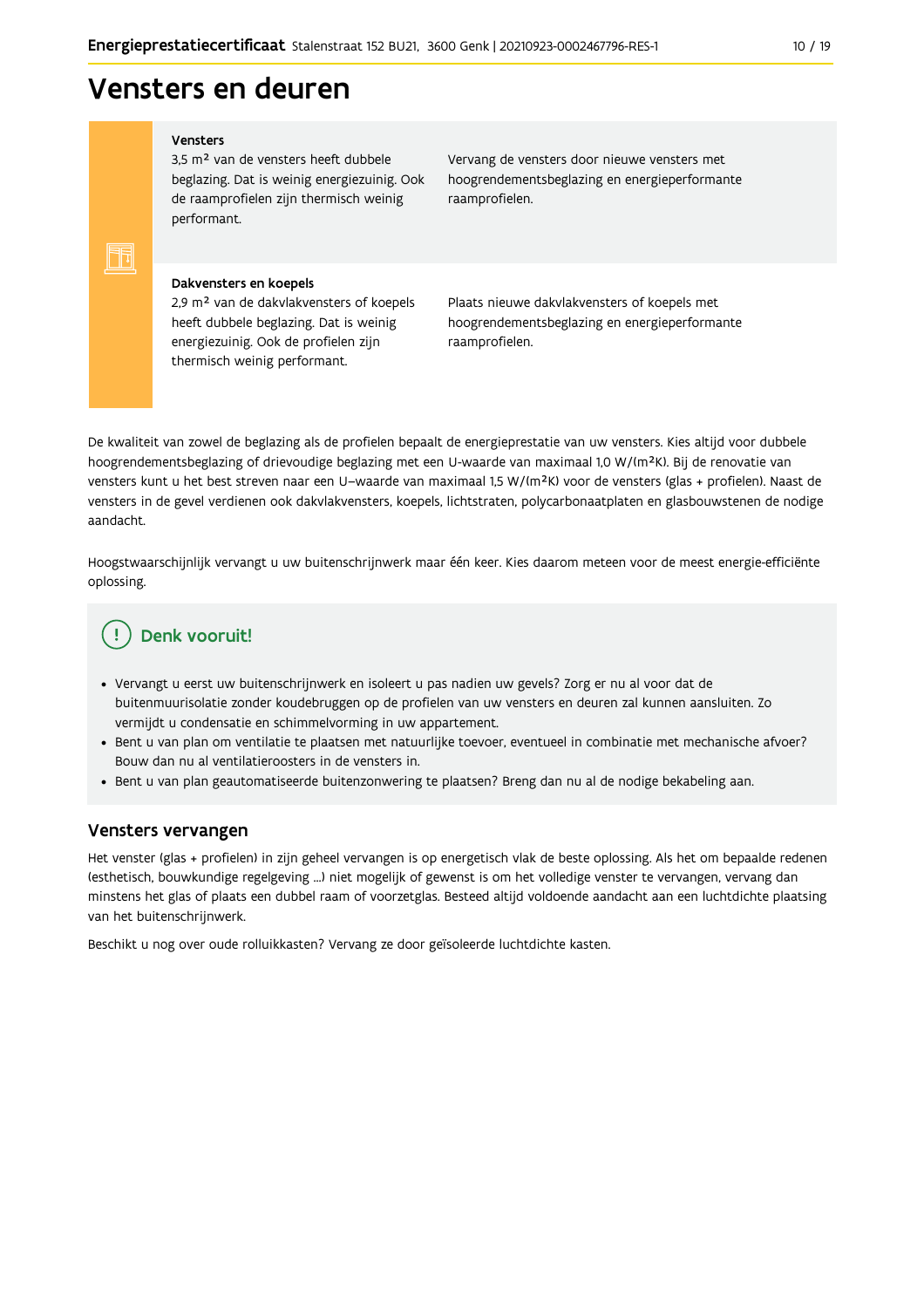# Vensters en deuren

| | |
|---|---|
| **Vensters**<br>3,5 m² van de vensters heeft dubbele beglazing. Dat is weinig energiezuinig. Ook de raamprofielen zijn thermisch weinig performant. | Vervang de vensters door nieuwe vensters met hoogrendementsbeglazing en energieperformante raamprofielen. |
| **Dakvensters en koepels**<br>2,9 m² van de dakvlakvensters of koepels heeft dubbele beglazing. Dat is weinig energiezuinig. Ook de profielen zijn thermisch weinig performant. | Plaats nieuwe dakvlakvensters of koepels met hoogrendementsbeglazing en energieperformante raamprofielen. |

De kwaliteit van zowel de beglazing als de profielen bepaalt de energieprestatie van uw vensters. Kies altijd voor dubbele hoogrendementsbeglazing of drievoudige beglazing met een U-waarde van maximaal 1,0 W/(m²K). Bij de renovatie van vensters kunt u het best streven naar een U–waarde van maximaal 1,5 W/(m²K) voor de vensters (glas + profielen). Naast de vensters in de gevel verdienen ook dakvlakvensters, koepels, lichtstraten, polycarbonaatplaten en glasbouwstenen de nodige aandacht.

Hoogstwaarschijnlijk vervangt u uw buitenschrijnwerk maar één keer. Kies daarom meteen voor de meest energie-efficiënte oplossing.

## Denk vooruit!

- Vervangt u eerst uw buitenschrijnwerk en isoleert u pas nadien uw gevels? Zorg er nu al voor dat de buitenmuurisolatie zonder koudebruggen op de profielen van uw vensters en deuren zal kunnen aansluiten. Zo vermijdt u condensatie en schimmelvorming in uw appartement.
- Bent u van plan om ventilatie te plaatsen met natuurlijke toevoer, eventueel in combinatie met mechanische afvoer? Bouw dan nu al ventilatieroosters in de vensters in.
- Bent u van plan geautomatiseerde buitenzonwering te plaatsen? Breng dan nu al de nodige bekabeling aan.

## Vensters vervangen

Het venster (glas + profielen) in zijn geheel vervangen is op energetisch vlak de beste oplossing. Als het om bepaalde redenen (esthetisch, bouwkundige regelgeving ...) niet mogelijk of gewenst is om het volledige venster te vervangen, vervang dan minstens het glas of plaats een dubbel raam of voorzetglas. Besteed altijd voldoende aandacht aan een luchtdichte plaatsing van het buitenschrijnwerk.

Beschikt u nog over oude rolluikkasten? Vervang ze door geïsoleerde luchtdichte kasten.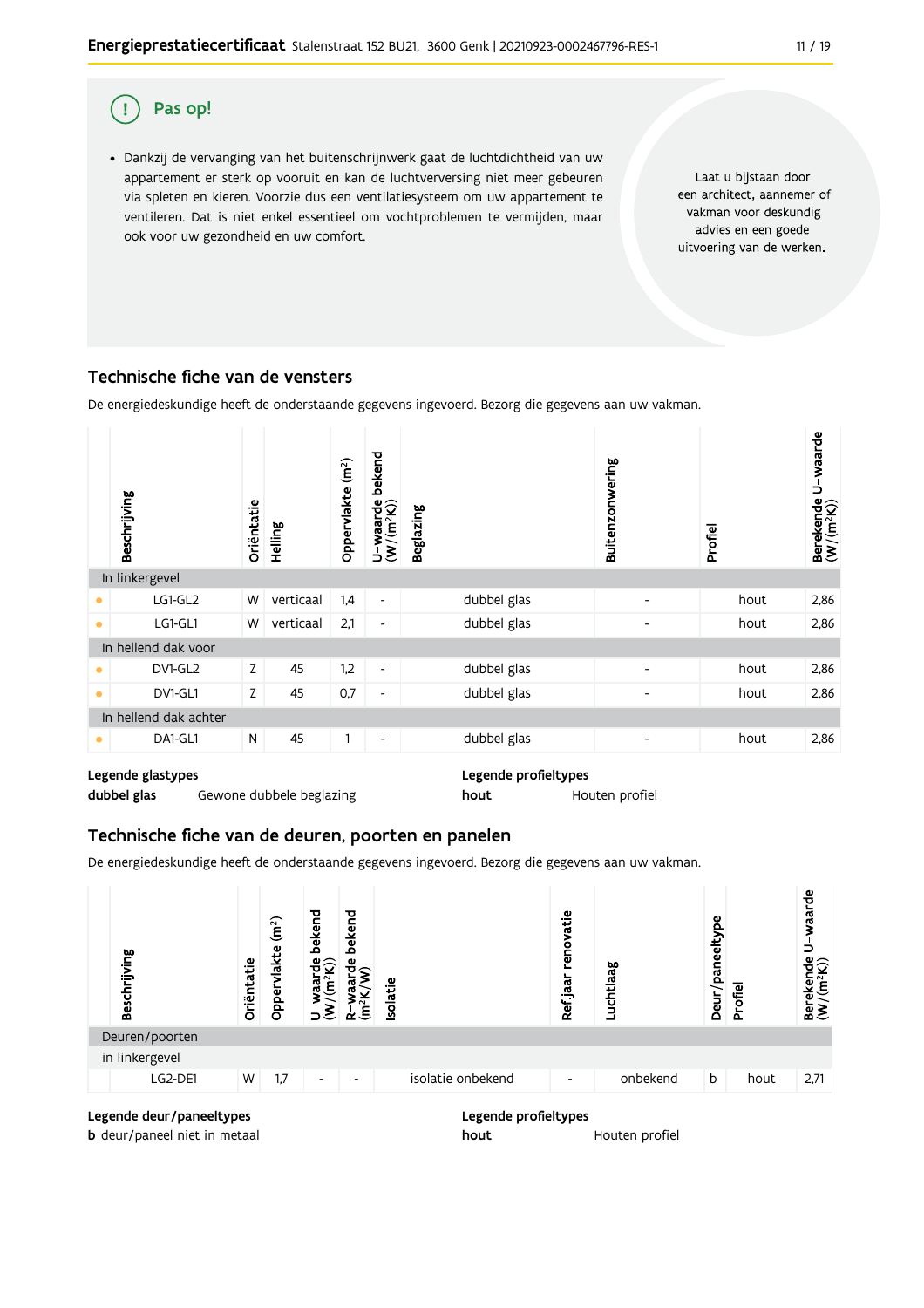## Pas op!

- Dankzij de vervanging van het buitenschrijnwerk gaat de luchtdichtheid van uw appartement er sterk op vooruit en kan de luchtverversing niet meer gebeuren via spleten en kieren. Voorzie dus een ventilatiesysteem om uw appartement te ventileren. Dat is niet enkel essentieel om vochtproblemen te vermijden, maar ook voor uw gezondheid en uw comfort.

Laat u bijstaan door een architect, aannemer of vakman voor deskundig advies en een goede uitvoering van de werken.

## Technische fiche van de vensters

De energiedeskundige heeft de onderstaande gegevens ingevoerd. Bezorg die gegevens aan uw vakman.

| | Beschrijving | Oriëntatie | Helling | Oppervlakte (m²) | U-waarde bekend (W/(m²K)) | Beglazing | Buitenzonwering | Profiel | Berekende U-waarde (W/(m²K)) |
|---|---|---|---|---|---|---|---|---|---|
| In linkergevel | | | | | | | | | |
| • | LG1-GL2 | W | verticaal | 1,4 | - | dubbel glas | - | hout | 2,86 |
| • | LG1-GL1 | W | verticaal | 2,1 | - | dubbel glas | - | hout | 2,86 |
| In hellend dak voor | | | | | | | | | |
| • | DV1-GL2 | Z | 45 | 1,2 | - | dubbel glas | - | hout | 2,86 |
| • | DV1-GL1 | Z | 45 | 0,7 | - | dubbel glas | - | hout | 2,86 |
| In hellend dak achter | | | | | | | | | |
| • | DA1-GL1 | N | 45 | 1 | - | dubbel glas | - | hout | 2,86 |

**Legende glastypes**

**dubbel glas** Gewone dubbele beglazing

**Legende profieltypes**

**hout** Houten profiel

## Technische fiche van de deuren, poorten en panelen

De energiedeskundige heeft de onderstaande gegevens ingevoerd. Bezorg die gegevens aan uw vakman.

| | Beschrijving | Oriëntatie | Oppervlakte (m²) | U-waarde bekend (W/(m²K)) | R-waarde bekend (m²K/W) | Isolatie | Ref.jaar renovatie | Luchtlaag | Deur/paneeltype | Profiel | Berekende U-waarde (W/(m²K)) |
|---|---|---|---|---|---|---|---|---|---|---|---|
| Deuren/poorten | | | | | | | | | | | |
| in linkergevel | | | | | | | | | | | |
| | LG2-DE1 | W | 1,7 | - | - | isolatie onbekend | - | onbekend | b | hout | 2,71 |

**Legende deur/paneeltypes**

**b** deur/paneel niet in metaal

**Legende profieltypes**

**hout** Houten profiel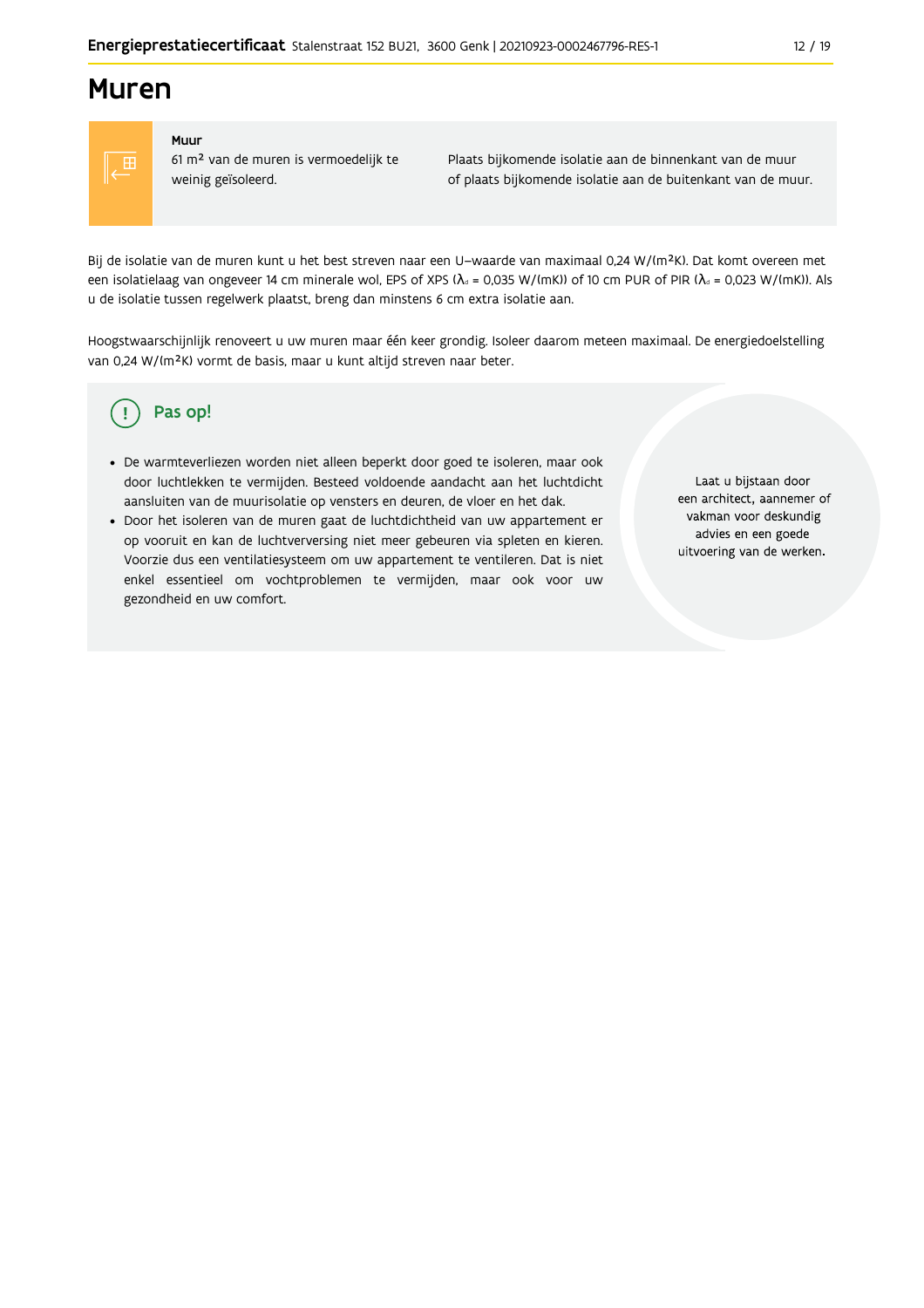# Muren

**Muur**

61 m² van de muren is vermoedelijk te weinig geïsoleerd.

Plaats bijkomende isolatie aan de binnenkant van de muur of plaats bijkomende isolatie aan de buitenkant van de muur.

Bij de isolatie van de muren kunt u het best streven naar een U–waarde van maximaal 0,24 W/(m²K). Dat komt overeen met een isolatielaag van ongeveer 14 cm minerale wol, EPS of XPS ($λ_d$ = 0,035 W/(mK)) of 10 cm PUR of PIR ($λ_d$ = 0,023 W/(mK)). Als u de isolatie tussen regelwerk plaatst, breng dan minstens 6 cm extra isolatie aan.

Hoogstwaarschijnlijk renoveert u uw muren maar één keer grondig. Isoleer daarom meteen maximaal. De energiedoelstelling van 0,24 W/(m²K) vormt de basis, maar u kunt altijd streven naar beter.

## Pas op!

- De warmteverliezen worden niet alleen beperkt door goed te isoleren, maar ook door luchtlekken te vermijden. Besteed voldoende aandacht aan het luchtdicht aansluiten van de muurisolatie op vensters en deuren, de vloer en het dak.
- Door het isoleren van de muren gaat de luchtdichtheid van uw appartement er op vooruit en kan de luchtverversing niet meer gebeuren via spleten en kieren. Voorzie dus een ventilatiesysteem om uw appartement te ventileren. Dat is niet enkel essentieel om vochtproblemen te vermijden, maar ook voor uw gezondheid en uw comfort.

Laat u bijstaan door een architect, aannemer of vakman voor deskundig advies en een goede uitvoering van de werken.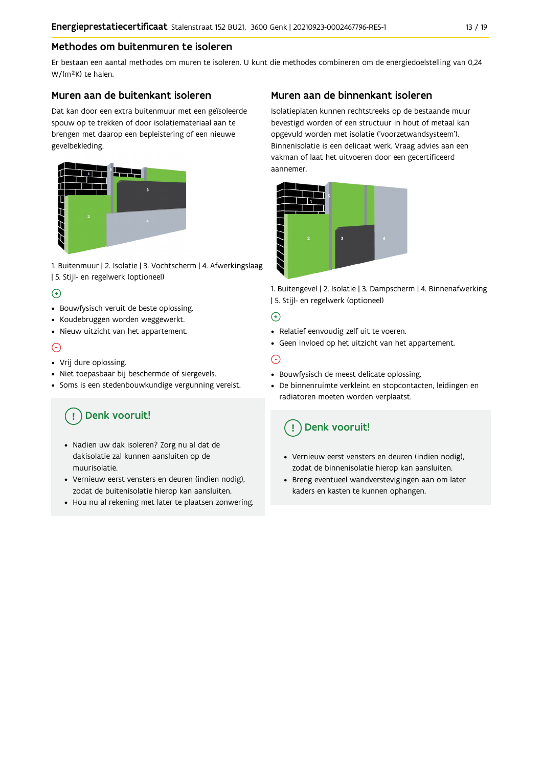## Methodes om buitenmuren te isoleren

Er bestaan een aantal methodes om muren te isoleren. U kunt die methodes combineren om de energiedoelstelling van 0,24 W/(m²K) te halen.

### Muren aan de buitenkant isoleren

Dat kan door een extra buitenmuur met een geïsoleerde spouw op te trekken of door isolatiemateriaal aan te brengen met daarop een bepleistering of een nieuwe gevelbekleding.

1. Buitenmuur | 2. Isolatie | 3. Vochtscherm | 4. Afwerkingslaag | 5. Stijl- en regelwerk (optioneel)

(+)

- Bouwfysisch veruit de beste oplossing.
- Koudebruggen worden weggewerkt.
- Nieuw uitzicht van het appartement.

(-)

- Vrij dure oplossing.
- Niet toepasbaar bij beschermde of siergevels.
- Soms is een stedenbouwkundige vergunning vereist.

**Denk vooruit!**

- Nadien uw dak isoleren? Zorg nu al dat de dakisolatie zal kunnen aansluiten op de muurisolatie.
- Vernieuw eerst vensters en deuren (indien nodig), zodat de buitenisolatie hierop kan aansluiten.
- Hou nu al rekening met later te plaatsen zonwering.

### Muren aan de binnenkant isoleren

Isolatieplaten kunnen rechtstreeks op de bestaande muur bevestigd worden of een structuur in hout of metaal kan opgevuld worden met isolatie ('voorzetwandsysteem'). Binnenisolatie is een delicaat werk. Vraag advies aan een vakman of laat het uitvoeren door een gecertificeerd aannemer.

1. Buitengevel | 2. Isolatie | 3. Dampscherm | 4. Binnenafwerking | 5. Stijl- en regelwerk (optioneel)

(+)

- Relatief eenvoudig zelf uit te voeren.
- Geen invloed op het uitzicht van het appartement.

(-)

- Bouwfysisch de meest delicate oplossing.
- De binnenruimte verkleint en stopcontacten, leidingen en radiatoren moeten worden verplaatst.

**Denk vooruit!**

- Vernieuw eerst vensters en deuren (indien nodig), zodat de binnenisolatie hierop kan aansluiten.
- Breng eventueel wandverstevigingen aan om later kaders en kasten te kunnen ophangen.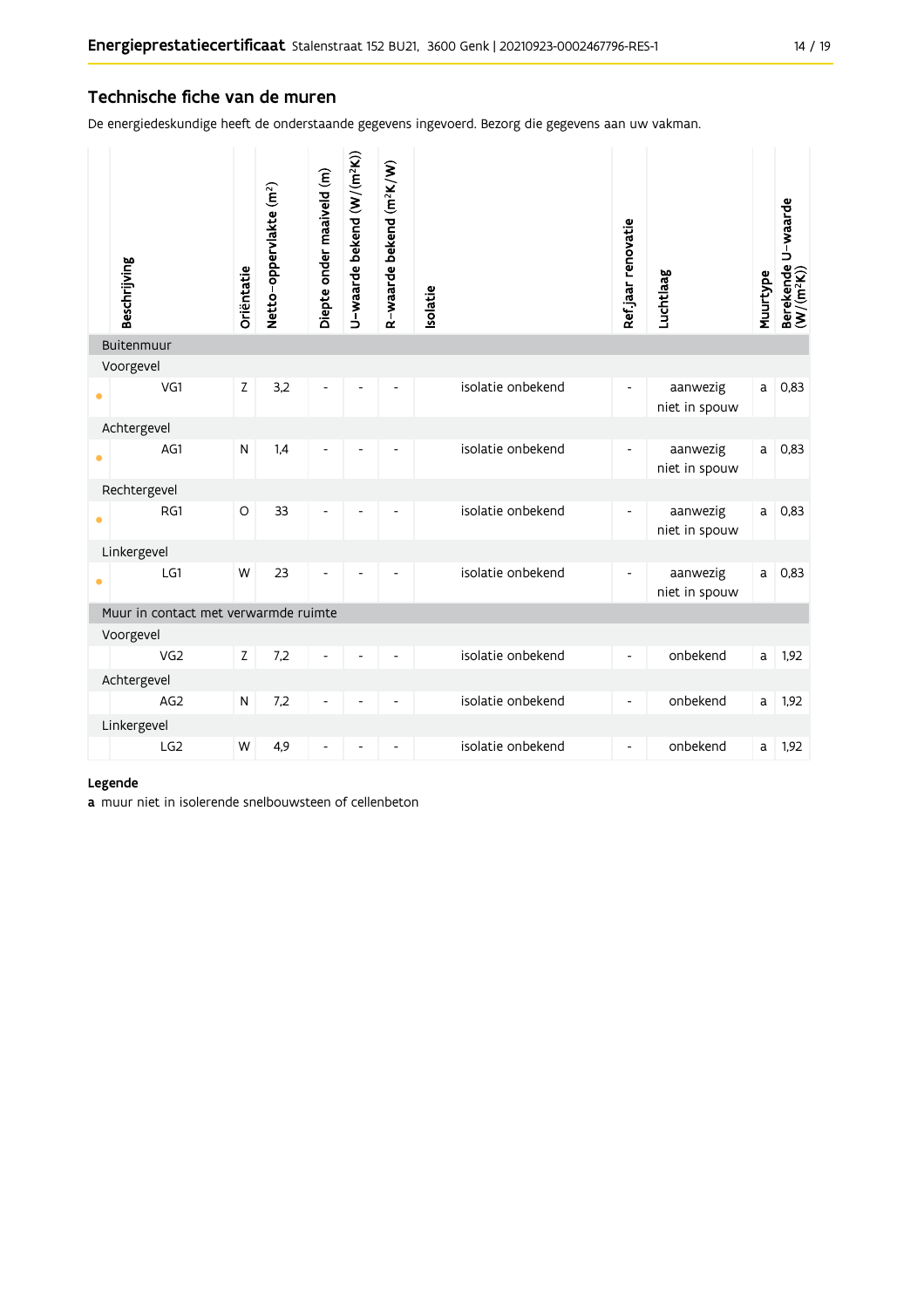## Technische fiche van de muren

De energiedeskundige heeft de onderstaande gegevens ingevoerd. Bezorg die gegevens aan uw vakman.

| | Beschrijving | Oriëntatie | Netto-oppervlakte ($m^2$) | Diepte onder maaiveld (m) | U-waarde bekend ($W/(m^2K)$) | R-waarde bekend ($m^2K/W$) | Isolatie | Ref.jaar renovatie | Luchtlaag | Muurtype | Berekende U-waarde ($W/(m^2K)$) |
|---|---|---|---|---|---|---|---|---|---|---|---|
| **Buitenmuur** | | | | | | | | | | | |
| Voorgevel | | | | | | | | | | | |
| • | VG1 | Z | 3,2 | - | - | - | isolatie onbekend | - | aanwezig niet in spouw | a | 0,83 |
| Achtergevel | | | | | | | | | | | |
| • | AG1 | N | 1,4 | - | - | - | isolatie onbekend | - | aanwezig niet in spouw | a | 0,83 |
| Rechtergevel | | | | | | | | | | | |
| • | RG1 | O | 33 | - | - | - | isolatie onbekend | - | aanwezig niet in spouw | a | 0,83 |
| Linkergevel | | | | | | | | | | | |
| • | LG1 | W | 23 | - | - | - | isolatie onbekend | - | aanwezig niet in spouw | a | 0,83 |
| **Muur in contact met verwarmde ruimte** | | | | | | | | | | | |
| Voorgevel | | | | | | | | | | | |
| | VG2 | Z | 7,2 | - | - | - | isolatie onbekend | - | onbekend | a | 1,92 |
| Achtergevel | | | | | | | | | | | |
| | AG2 | N | 7,2 | - | - | - | isolatie onbekend | - | onbekend | a | 1,92 |
| Linkergevel | | | | | | | | | | | |
| | LG2 | W | 4,9 | - | - | - | isolatie onbekend | - | onbekend | a | 1,92 |

**Legende**

**a** muur niet in isolerende snelbouwsteen of cellenbeton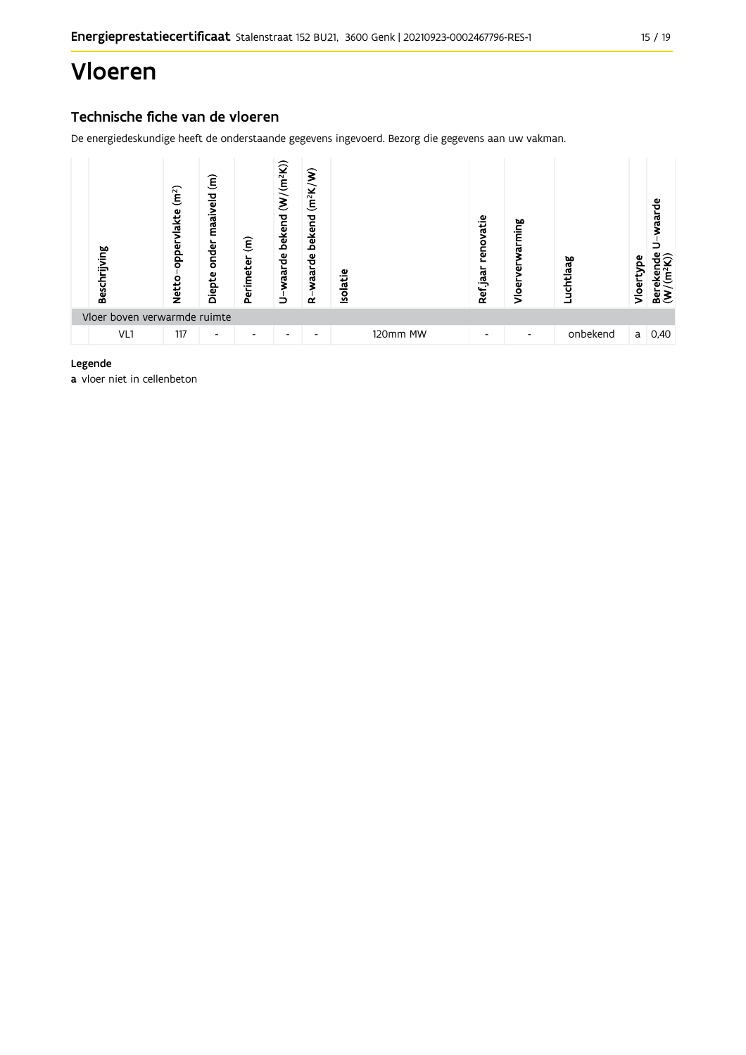# Vloeren

## Technische fiche van de vloeren

De energiedeskundige heeft de onderstaande gegevens ingevoerd. Bezorg die gegevens aan uw vakman.

| Beschrijving | Netto-oppervlakte ($m^2$) | Diepte onder maaiveld (m) | Perimeter (m) | U-waarde bekend ($W/(m^2K)$) | R-waarde bekend ($m^2K/W$) | Isolatie | Ref.jaar renovatie | Vloerverwarming | Luchtlaag | Vloertype | Berekende U-waarde ($W/(m^2K)$) |
|---|---|---|---|---|---|---|---|---|---|---|---|
| Vloer boven verwarmde ruimte | | | | | | | | | | | |
| VL1 | 117 | - | - | - | - | 120mm MW | - | - | onbekend | a | 0,40 |

**Legende**

**a** vloer niet in cellenbeton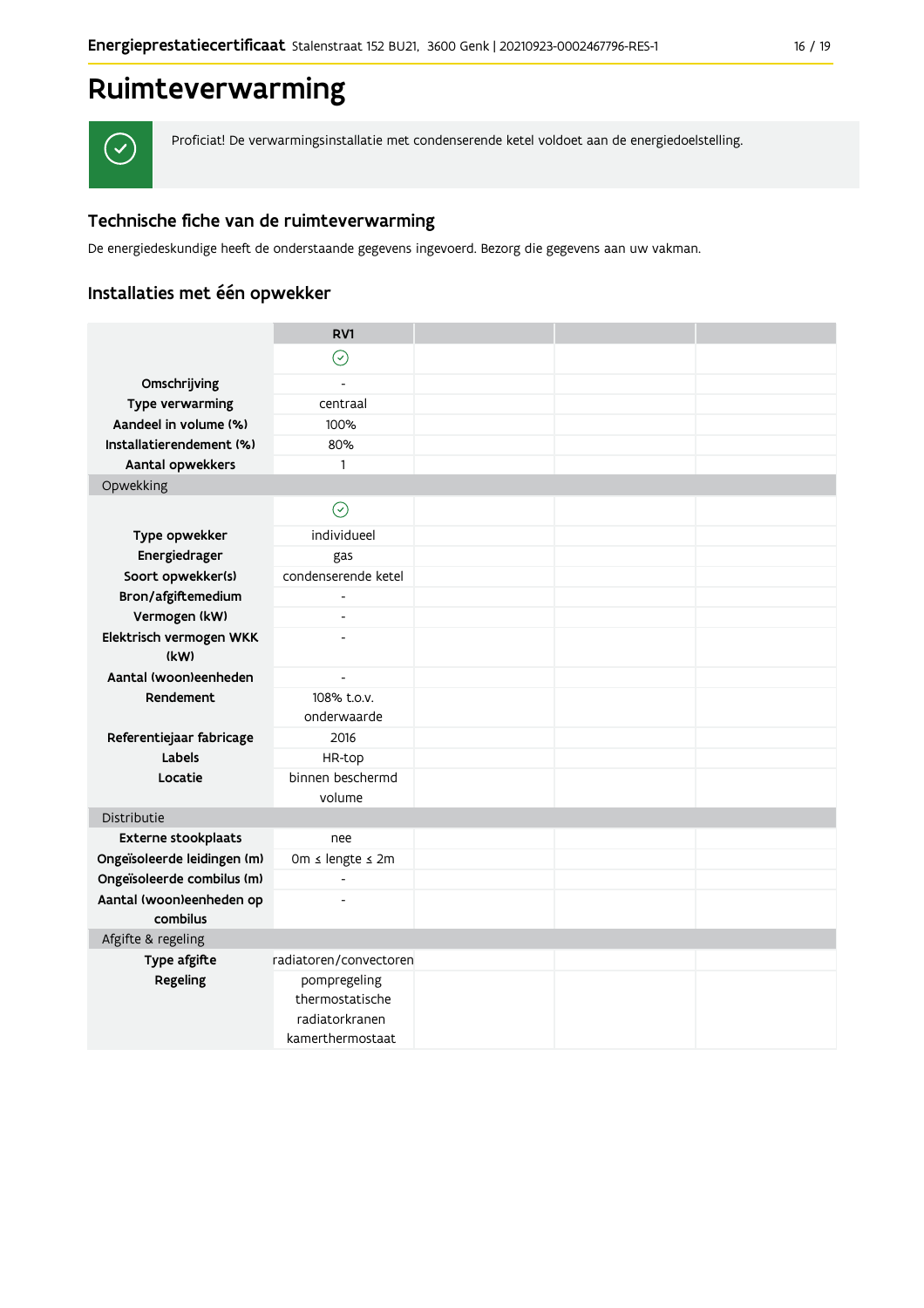# Ruimteverwarming

Proficiat! De verwarmingsinstallatie met condenserende ketel voldoet aan de energiedoelstelling.

## Technische fiche van de ruimteverwarming

De energiedeskundige heeft de onderstaande gegevens ingevoerd. Bezorg die gegevens aan uw vakman.

## Installaties met één opwekker

| | RV1 | | | |
|---|---|---|---|---|
| | ✓ | | | |
| **Omschrijving** | - | | | |
| **Type verwarming** | centraal | | | |
| **Aandeel in volume (%)** | 100% | | | |
| **Installatierendement (%)** | 80% | | | |
| **Aantal opwekkers** | 1 | | | |
| Opwekking | | | | |
| | ✓ | | | |
| **Type opwekker** | individueel | | | |
| **Energiedrager** | gas | | | |
| **Soort opwekker(s)** | condenserende ketel | | | |
| **Bron/afgiftemedium** | - | | | |
| **Vermogen (kW)** | - | | | |
| **Elektrisch vermogen WKK (kW)** | - | | | |
| **Aantal (woon)eenheden** | - | | | |
| **Rendement** | 108% t.o.v. onderwaarde | | | |
| **Referentiejaar fabricage** | 2016 | | | |
| **Labels** | HR-top | | | |
| **Locatie** | binnen beschermd volume | | | |
| Distributie | | | | |
| **Externe stookplaats** | nee | | | |
| **Ongeïsoleerde leidingen (m)** | 0m ≤ lengte ≤ 2m | | | |
| **Ongeïsoleerde combilus (m)** | - | | | |
| **Aantal (woon)eenheden op combilus** | - | | | |
| Afgifte & regeling | | | | |
| **Type afgifte** | radiatoren/convectoren | | | |
| **Regeling** | pompregeling<br>thermostatische radiatorkranen<br>kamerthermostaat | | | |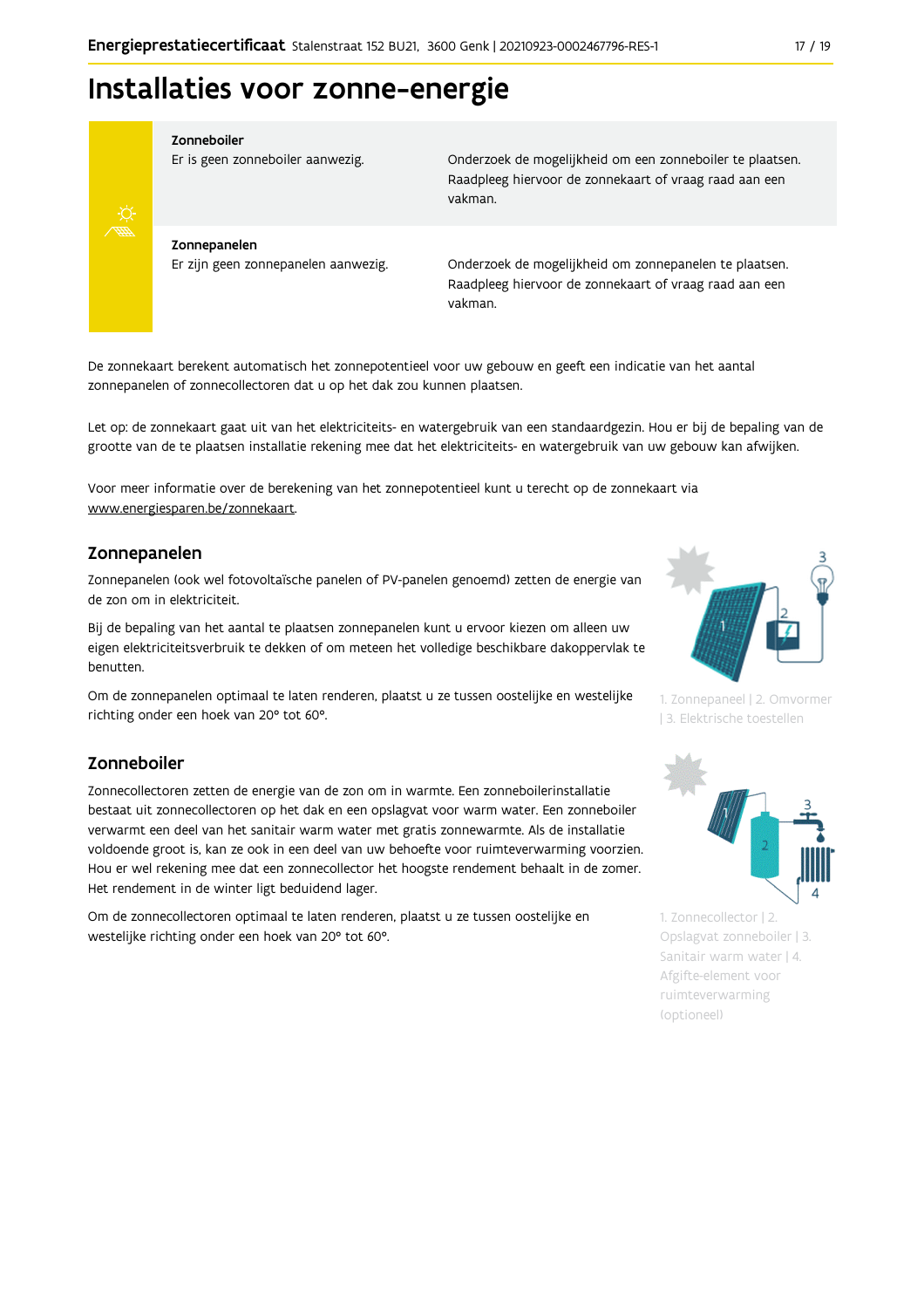# Installaties voor zonne-energie

| | |
|---|---|
| **Zonneboiler**<br>Er is geen zonneboiler aanwezig. | Onderzoek de mogelijkheid om een zonneboiler te plaatsen. Raadpleeg hiervoor de zonnekaart of vraag raad aan een vakman. |
| **Zonnepanelen**<br>Er zijn geen zonnepanelen aanwezig. | Onderzoek de mogelijkheid om zonnepanelen te plaatsen. Raadpleeg hiervoor de zonnekaart of vraag raad aan een vakman. |

De zonnekaart berekent automatisch het zonnepotentieel voor uw gebouw en geeft een indicatie van het aantal zonnepanelen of zonnecollectoren dat u op het dak zou kunnen plaatsen.

Let op: de zonnekaart gaat uit van het elektriciteits- en watergebruik van een standaardgezin. Hou er bij de bepaling van de grootte van de te plaatsen installatie rekening mee dat het elektriciteits- en watergebruik van uw gebouw kan afwijken.

Voor meer informatie over de berekening van het zonnepotentieel kunt u terecht op de zonnekaart via www.energiesparen.be/zonnekaart.

## Zonnepanelen

Zonnepanelen (ook wel fotovoltaïsche panelen of PV-panelen genoemd) zetten de energie van de zon om in elektriciteit.

Bij de bepaling van het aantal te plaatsen zonnepanelen kunt u ervoor kiezen om alleen uw eigen elektriciteitsverbruik te dekken of om meteen het volledige beschikbare dakoppervlak te benutten.

Om de zonnepanelen optimaal te laten renderen, plaatst u ze tussen oostelijke en westelijke richting onder een hoek van 20° tot 60°.

1. Zonnepaneel | 2. Omvormer | 3. Elektrische toestellen

## Zonneboiler

Zonnecollectoren zetten de energie van de zon om in warmte. Een zonneboilerinstallatie bestaat uit zonnecollectoren op het dak en een opslagvat voor warm water. Een zonneboiler verwarmt een deel van het sanitair warm water met gratis zonnewarmte. Als de installatie voldoende groot is, kan ze ook in een deel van uw behoefte voor ruimteverwarming voorzien. Hou er wel rekening mee dat een zonnecollector het hoogste rendement behaalt in de zomer. Het rendement in de winter ligt beduidend lager.

Om de zonnecollectoren optimaal te laten renderen, plaatst u ze tussen oostelijke en westelijke richting onder een hoek van 20° tot 60°.

1. Zonnecollector | 2. Opslagvat zonneboiler | 3. Sanitair warm water | 4. Afgifte-element voor ruimteverwarming (optioneel)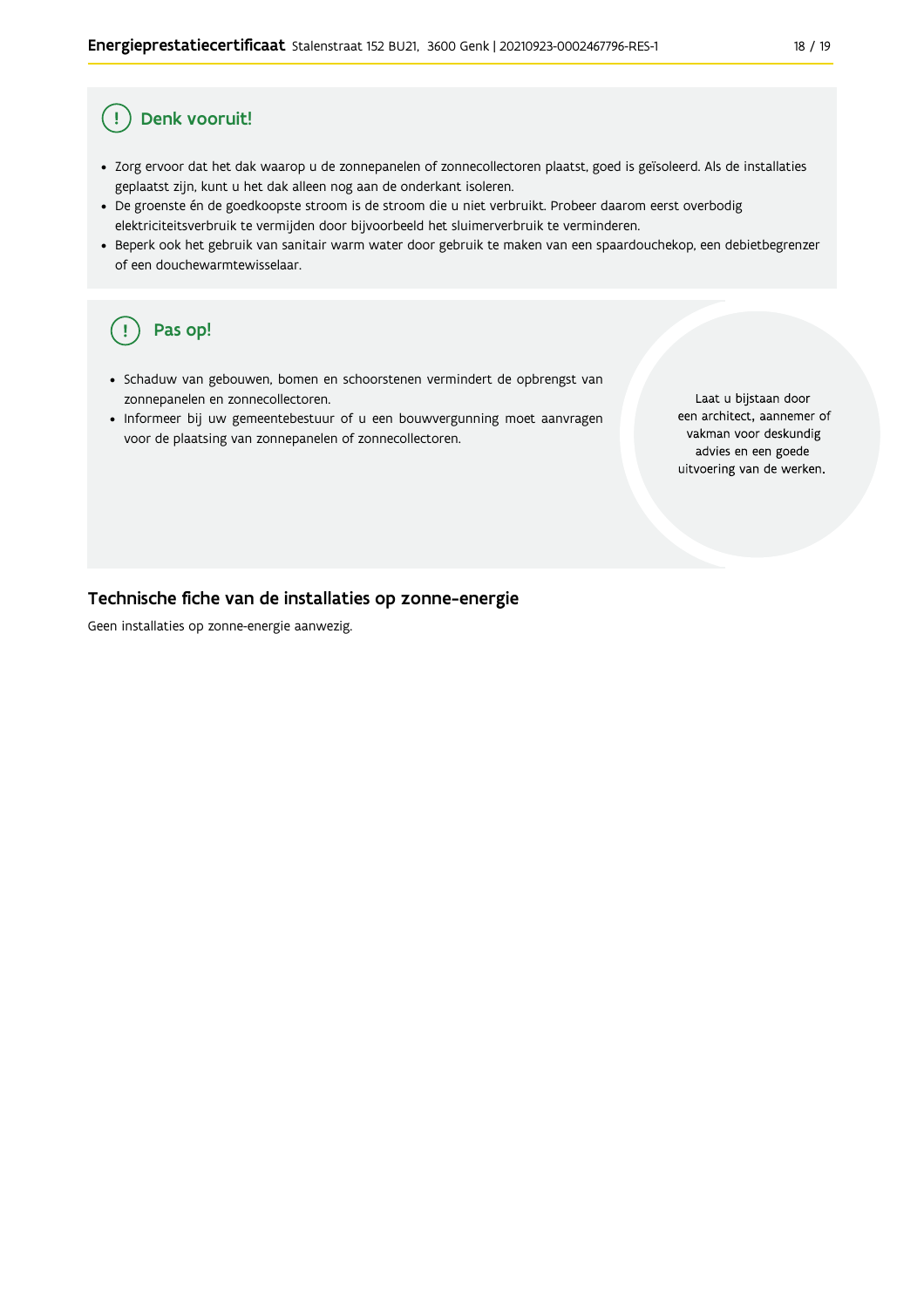## Denk vooruit!

- Zorg ervoor dat het dak waarop u de zonnepanelen of zonnecollectoren plaatst, goed is geïsoleerd. Als de installaties geplaatst zijn, kunt u het dak alleen nog aan de onderkant isoleren.
- De groenste én de goedkoopste stroom is de stroom die u niet verbruikt. Probeer daarom eerst overbodig elektriciteitsverbruik te vermijden door bijvoorbeeld het sluimerverbruik te verminderen.
- Beperk ook het gebruik van sanitair warm water door gebruik te maken van een spaardouchekop, een debietbegrenzer of een douchewarmtewisselaar.

## Pas op!

- Schaduw van gebouwen, bomen en schoorstenen vermindert de opbrengst van zonnepanelen en zonnecollectoren.
- Informeer bij uw gemeentebestuur of u een bouwvergunning moet aanvragen voor de plaatsing van zonnepanelen of zonnecollectoren.

Laat u bijstaan door een architect, aannemer of vakman voor deskundig advies en een goede uitvoering van de werken.

## Technische fiche van de installaties op zonne-energie

Geen installaties op zonne-energie aanwezig.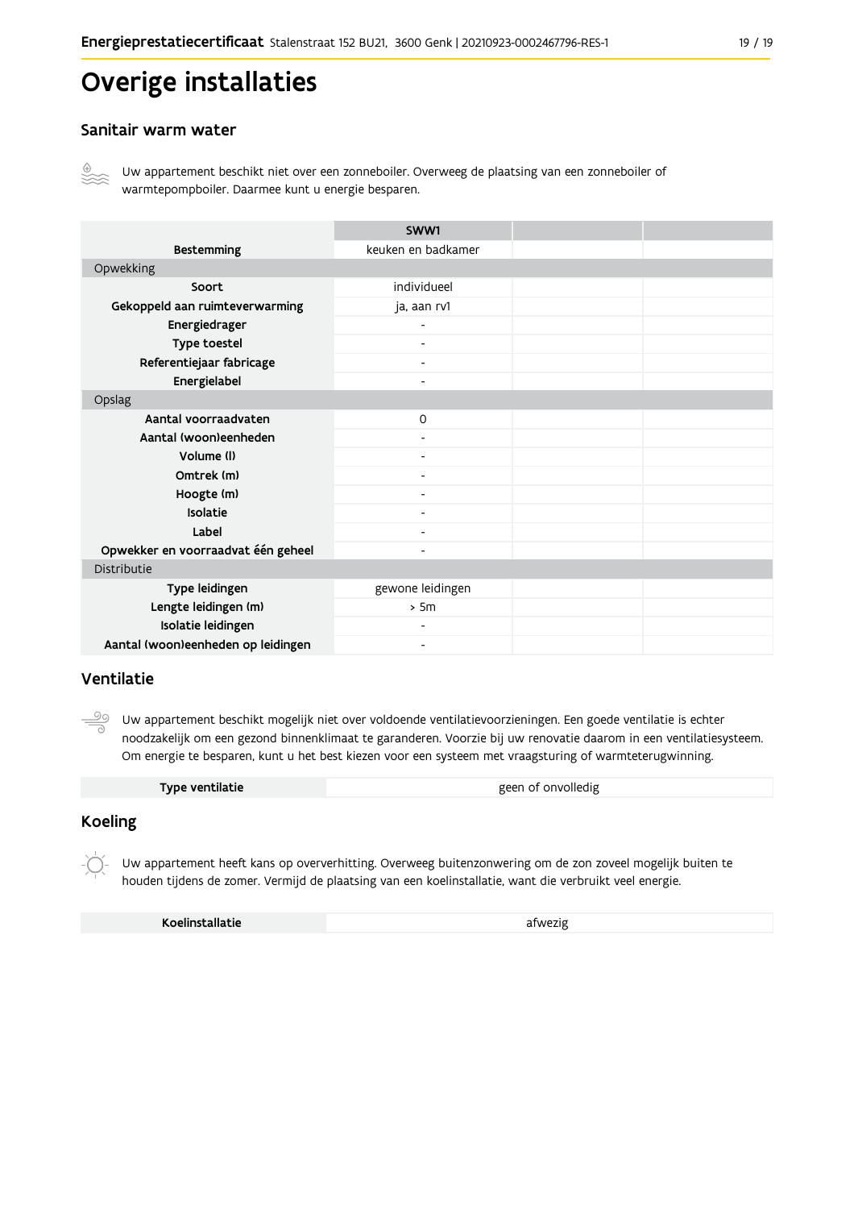# Overige installaties

## Sanitair warm water

Uw appartement beschikt niet over een zonneboiler. Overweeg de plaatsing van een zonneboiler of warmtepompboiler. Daarmee kunt u energie besparen.

| | SWW1 | | |
|---|---|---|---|
| **Bestemming** | keuken en badkamer | | |
| Opwekking | | | |
| **Soort** | individueel | | |
| **Gekoppeld aan ruimteverwarming** | ja, aan rv1 | | |
| **Energiedrager** | - | | |
| **Type toestel** | - | | |
| **Referentiejaar fabricage** | - | | |
| **Energielabel** | - | | |
| Opslag | | | |
| **Aantal voorraadvaten** | 0 | | |
| **Aantal (woon)eenheden** | - | | |
| **Volume (l)** | - | | |
| **Omtrek (m)** | - | | |
| **Hoogte (m)** | - | | |
| **Isolatie** | - | | |
| **Label** | - | | |
| **Opwekker en voorraadvat één geheel** | - | | |
| Distributie | | | |
| **Type leidingen** | gewone leidingen | | |
| **Lengte leidingen (m)** | > 5m | | |
| **Isolatie leidingen** | - | | |
| **Aantal (woon)eenheden op leidingen** | - | | |

## Ventilatie

Uw appartement beschikt mogelijk niet over voldoende ventilatievoorzieningen. Een goede ventilatie is echter noodzakelijk om een gezond binnenklimaat te garanderen. Voorzie bij uw renovatie daarom in een ventilatiesysteem. Om energie te besparen, kunt u het best kiezen voor een systeem met vraagsturing of warmteterugwinning.

| | |
|---|---|
| **Type ventilatie** | geen of onvolledig |

## Koeling

Uw appartement heeft kans op oververhitting. Overweeg buitenzonwering om de zon zoveel mogelijk buiten te houden tijdens de zomer. Vermijd de plaatsing van een koelinstallatie, want die verbruikt veel energie.

| | |
|---|---|
| **Koelinstallatie** | afwezig |